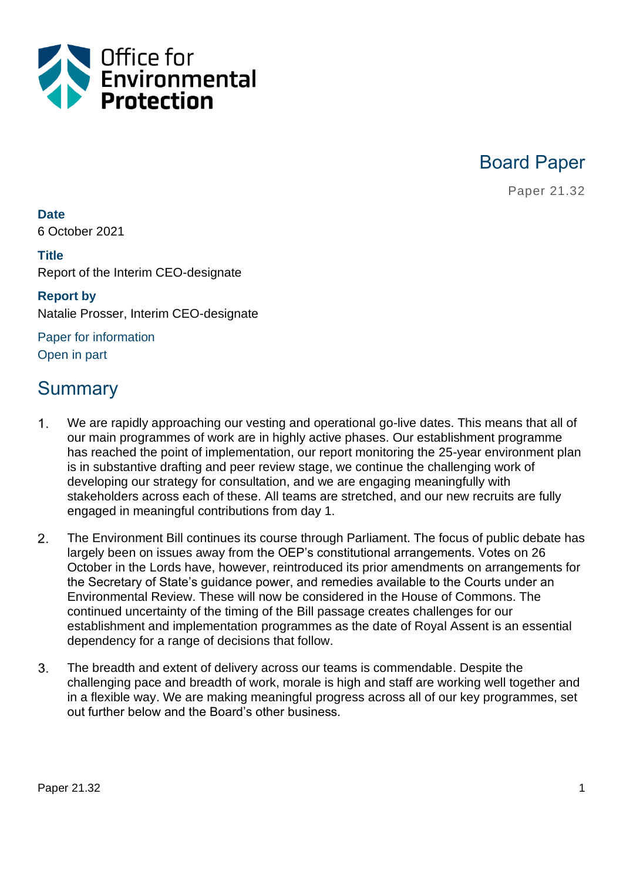Office for Environmental Protection

# Board Paper

Paper 21.32

**Date**
6 October 2021

**Title**
Report of the Interim CEO-designate

**Report by**
Natalie Prosser, Interim CEO-designate

Paper for information
Open in part

## Summary

1. We are rapidly approaching our vesting and operational go-live dates. This means that all of our main programmes of work are in highly active phases. Our establishment programme has reached the point of implementation, our report monitoring the 25-year environment plan is in substantive drafting and peer review stage, we continue the challenging work of developing our strategy for consultation, and we are engaging meaningfully with stakeholders across each of these. All teams are stretched, and our new recruits are fully engaged in meaningful contributions from day 1.

2. The Environment Bill continues its course through Parliament. The focus of public debate has largely been on issues away from the OEP's constitutional arrangements. Votes on 26 October in the Lords have, however, reintroduced its prior amendments on arrangements for the Secretary of State's guidance power, and remedies available to the Courts under an Environmental Review. These will now be considered in the House of Commons. The continued uncertainty of the timing of the Bill passage creates challenges for our establishment and implementation programmes as the date of Royal Assent is an essential dependency for a range of decisions that follow.

3. The breadth and extent of delivery across our teams is commendable. Despite the challenging pace and breadth of work, morale is high and staff are working well together and in a flexible way. We are making meaningful progress across all of our key programmes, set out further below and the Board's other business.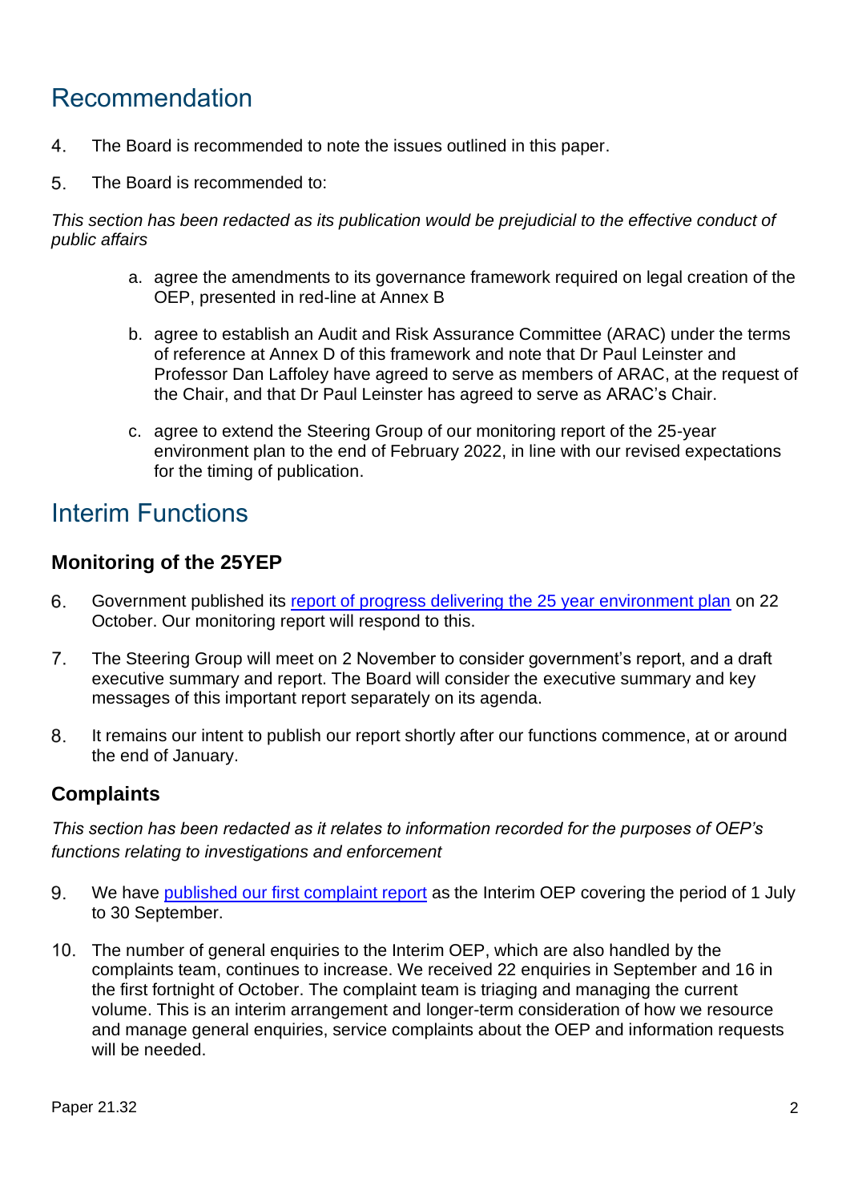# Recommendation

4. The Board is recommended to note the issues outlined in this paper.

5. The Board is recommended to:

*This section has been redacted as its publication would be prejudicial to the effective conduct of public affairs*

   a. agree the amendments to its governance framework required on legal creation of the OEP, presented in red-line at Annex B

   b. agree to establish an Audit and Risk Assurance Committee (ARAC) under the terms of reference at Annex D of this framework and note that Dr Paul Leinster and Professor Dan Laffoley have agreed to serve as members of ARAC, at the request of the Chair, and that Dr Paul Leinster has agreed to serve as ARAC's Chair.

   c. agree to extend the Steering Group of our monitoring report of the 25-year environment plan to the end of February 2022, in line with our revised expectations for the timing of publication.

# Interim Functions

## Monitoring of the 25YEP

6. Government published its [report of progress delivering the 25 year environment plan]() on 22 October. Our monitoring report will respond to this.

7. The Steering Group will meet on 2 November to consider government's report, and a draft executive summary and report. The Board will consider the executive summary and key messages of this important report separately on its agenda.

8. It remains our intent to publish our report shortly after our functions commence, at or around the end of January.

## Complaints

*This section has been redacted as it relates to information recorded for the purposes of OEP's functions relating to investigations and enforcement*

9. We have [published our first complaint report]() as the Interim OEP covering the period of 1 July to 30 September.

10. The number of general enquiries to the Interim OEP, which are also handled by the complaints team, continues to increase. We received 22 enquiries in September and 16 in the first fortnight of October. The complaint team is triaging and managing the current volume. This is an interim arrangement and longer-term consideration of how we resource and manage general enquiries, service complaints about the OEP and information requests will be needed.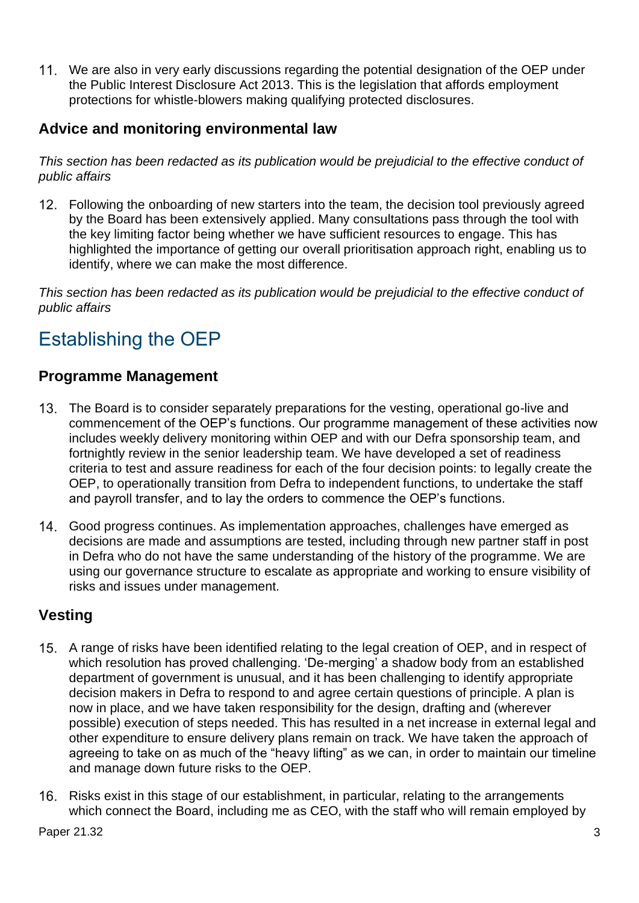11. We are also in very early discussions regarding the potential designation of the OEP under the Public Interest Disclosure Act 2013. This is the legislation that affords employment protections for whistle-blowers making qualifying protected disclosures.

### Advice and monitoring environmental law

*This section has been redacted as its publication would be prejudicial to the effective conduct of public affairs*

12. Following the onboarding of new starters into the team, the decision tool previously agreed by the Board has been extensively applied. Many consultations pass through the tool with the key limiting factor being whether we have sufficient resources to engage. This has highlighted the importance of getting our overall prioritisation approach right, enabling us to identify, where we can make the most difference.

*This section has been redacted as its publication would be prejudicial to the effective conduct of public affairs*

## Establishing the OEP

### Programme Management

13. The Board is to consider separately preparations for the vesting, operational go-live and commencement of the OEP's functions. Our programme management of these activities now includes weekly delivery monitoring within OEP and with our Defra sponsorship team, and fortnightly review in the senior leadership team. We have developed a set of readiness criteria to test and assure readiness for each of the four decision points: to legally create the OEP, to operationally transition from Defra to independent functions, to undertake the staff and payroll transfer, and to lay the orders to commence the OEP's functions.

14. Good progress continues. As implementation approaches, challenges have emerged as decisions are made and assumptions are tested, including through new partner staff in post in Defra who do not have the same understanding of the history of the programme. We are using our governance structure to escalate as appropriate and working to ensure visibility of risks and issues under management.

### Vesting

15. A range of risks have been identified relating to the legal creation of OEP, and in respect of which resolution has proved challenging. 'De-merging' a shadow body from an established department of government is unusual, and it has been challenging to identify appropriate decision makers in Defra to respond to and agree certain questions of principle. A plan is now in place, and we have taken responsibility for the design, drafting and (wherever possible) execution of steps needed. This has resulted in a net increase in external legal and other expenditure to ensure delivery plans remain on track. We have taken the approach of agreeing to take on as much of the "heavy lifting" as we can, in order to maintain our timeline and manage down future risks to the OEP.

16. Risks exist in this stage of our establishment, in particular, relating to the arrangements which connect the Board, including me as CEO, with the staff who will remain employed by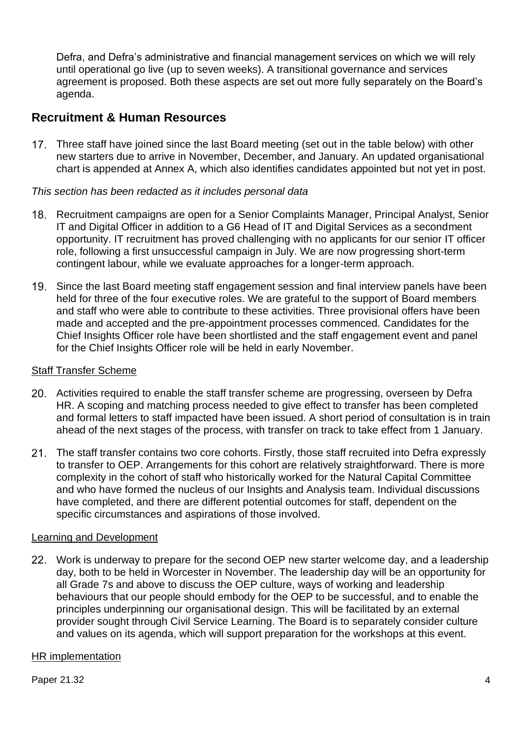Defra, and Defra's administrative and financial management services on which we will rely until operational go live (up to seven weeks). A transitional governance and services agreement is proposed. Both these aspects are set out more fully separately on the Board's agenda.

## Recruitment & Human Resources

17. Three staff have joined since the last Board meeting (set out in the table below) with other new starters due to arrive in November, December, and January. An updated organisational chart is appended at Annex A, which also identifies candidates appointed but not yet in post.

*This section has been redacted as it includes personal data*

18. Recruitment campaigns are open for a Senior Complaints Manager, Principal Analyst, Senior IT and Digital Officer in addition to a G6 Head of IT and Digital Services as a secondment opportunity. IT recruitment has proved challenging with no applicants for our senior IT officer role, following a first unsuccessful campaign in July. We are now progressing short-term contingent labour, while we evaluate approaches for a longer-term approach.

19. Since the last Board meeting staff engagement session and final interview panels have been held for three of the four executive roles. We are grateful to the support of Board members and staff who were able to contribute to these activities. Three provisional offers have been made and accepted and the pre-appointment processes commenced. Candidates for the Chief Insights Officer role have been shortlisted and the staff engagement event and panel for the Chief Insights Officer role will be held in early November.

### Staff Transfer Scheme

20. Activities required to enable the staff transfer scheme are progressing, overseen by Defra HR. A scoping and matching process needed to give effect to transfer has been completed and formal letters to staff impacted have been issued. A short period of consultation is in train ahead of the next stages of the process, with transfer on track to take effect from 1 January.

21. The staff transfer contains two core cohorts. Firstly, those staff recruited into Defra expressly to transfer to OEP. Arrangements for this cohort are relatively straightforward. There is more complexity in the cohort of staff who historically worked for the Natural Capital Committee and who have formed the nucleus of our Insights and Analysis team. Individual discussions have completed, and there are different potential outcomes for staff, dependent on the specific circumstances and aspirations of those involved.

### Learning and Development

22. Work is underway to prepare for the second OEP new starter welcome day, and a leadership day, both to be held in Worcester in November. The leadership day will be an opportunity for all Grade 7s and above to discuss the OEP culture, ways of working and leadership behaviours that our people should embody for the OEP to be successful, and to enable the principles underpinning our organisational design. This will be facilitated by an external provider sought through Civil Service Learning. The Board is to separately consider culture and values on its agenda, which will support preparation for the workshops at this event.

### HR implementation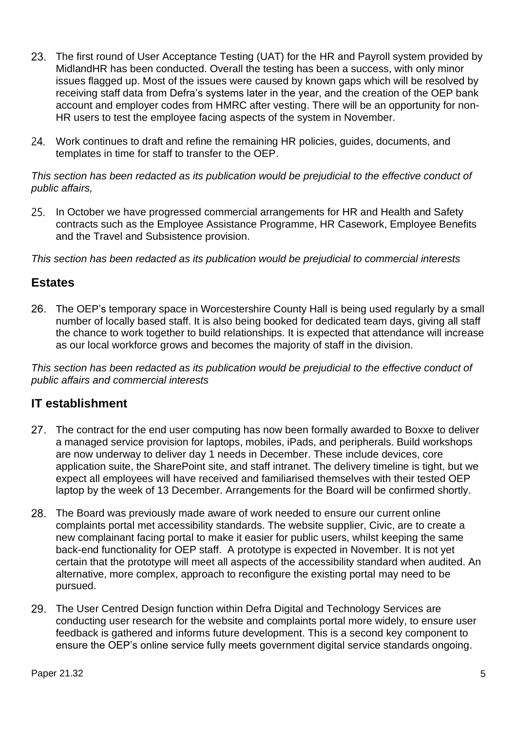23. The first round of User Acceptance Testing (UAT) for the HR and Payroll system provided by MidlandHR has been conducted. Overall the testing has been a success, with only minor issues flagged up. Most of the issues were caused by known gaps which will be resolved by receiving staff data from Defra's systems later in the year, and the creation of the OEP bank account and employer codes from HMRC after vesting. There will be an opportunity for non-HR users to test the employee facing aspects of the system in November.

24. Work continues to draft and refine the remaining HR policies, guides, documents, and templates in time for staff to transfer to the OEP.

*This section has been redacted as its publication would be prejudicial to the effective conduct of public affairs,*

25. In October we have progressed commercial arrangements for HR and Health and Safety contracts such as the Employee Assistance Programme, HR Casework, Employee Benefits and the Travel and Subsistence provision.

*This section has been redacted as its publication would be prejudicial to commercial interests*

## Estates

26. The OEP's temporary space in Worcestershire County Hall is being used regularly by a small number of locally based staff. It is also being booked for dedicated team days, giving all staff the chance to work together to build relationships. It is expected that attendance will increase as our local workforce grows and becomes the majority of staff in the division.

*This section has been redacted as its publication would be prejudicial to the effective conduct of public affairs and commercial interests*

## IT establishment

27. The contract for the end user computing has now been formally awarded to Boxxe to deliver a managed service provision for laptops, mobiles, iPads, and peripherals. Build workshops are now underway to deliver day 1 needs in December. These include devices, core application suite, the SharePoint site, and staff intranet. The delivery timeline is tight, but we expect all employees will have received and familiarised themselves with their tested OEP laptop by the week of 13 December. Arrangements for the Board will be confirmed shortly.

28. The Board was previously made aware of work needed to ensure our current online complaints portal met accessibility standards. The website supplier, Civic, are to create a new complainant facing portal to make it easier for public users, whilst keeping the same back-end functionality for OEP staff. A prototype is expected in November. It is not yet certain that the prototype will meet all aspects of the accessibility standard when audited. An alternative, more complex, approach to reconfigure the existing portal may need to be pursued.

29. The User Centred Design function within Defra Digital and Technology Services are conducting user research for the website and complaints portal more widely, to ensure user feedback is gathered and informs future development. This is a second key component to ensure the OEP's online service fully meets government digital service standards ongoing.

Paper 21.32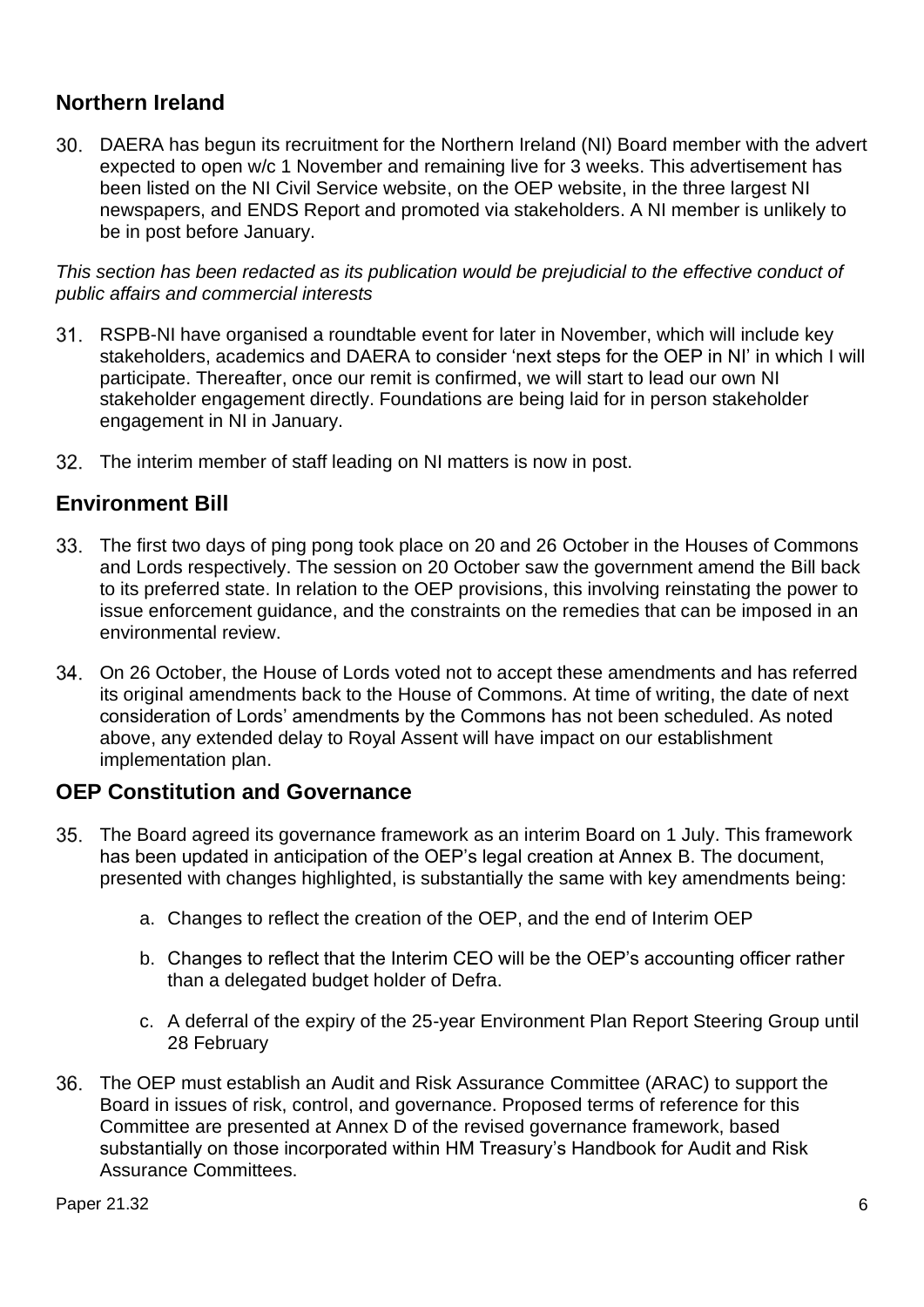## Northern Ireland

30. DAERA has begun its recruitment for the Northern Ireland (NI) Board member with the advert expected to open w/c 1 November and remaining live for 3 weeks. This advertisement has been listed on the NI Civil Service website, on the OEP website, in the three largest NI newspapers, and ENDS Report and promoted via stakeholders. A NI member is unlikely to be in post before January.

*This section has been redacted as its publication would be prejudicial to the effective conduct of public affairs and commercial interests*

31. RSPB-NI have organised a roundtable event for later in November, which will include key stakeholders, academics and DAERA to consider 'next steps for the OEP in NI' in which I will participate. Thereafter, once our remit is confirmed, we will start to lead our own NI stakeholder engagement directly. Foundations are being laid for in person stakeholder engagement in NI in January.

32. The interim member of staff leading on NI matters is now in post.

## Environment Bill

33. The first two days of ping pong took place on 20 and 26 October in the Houses of Commons and Lords respectively. The session on 20 October saw the government amend the Bill back to its preferred state. In relation to the OEP provisions, this involving reinstating the power to issue enforcement guidance, and the constraints on the remedies that can be imposed in an environmental review.

34. On 26 October, the House of Lords voted not to accept these amendments and has referred its original amendments back to the House of Commons. At time of writing, the date of next consideration of Lords' amendments by the Commons has not been scheduled. As noted above, any extended delay to Royal Assent will have impact on our establishment implementation plan.

## OEP Constitution and Governance

35. The Board agreed its governance framework as an interim Board on 1 July. This framework has been updated in anticipation of the OEP's legal creation at Annex B. The document, presented with changes highlighted, is substantially the same with key amendments being:

    a. Changes to reflect the creation of the OEP, and the end of Interim OEP

    b. Changes to reflect that the Interim CEO will be the OEP's accounting officer rather than a delegated budget holder of Defra.

    c. A deferral of the expiry of the 25-year Environment Plan Report Steering Group until 28 February

36. The OEP must establish an Audit and Risk Assurance Committee (ARAC) to support the Board in issues of risk, control, and governance. Proposed terms of reference for this Committee are presented at Annex D of the revised governance framework, based substantially on those incorporated within HM Treasury's Handbook for Audit and Risk Assurance Committees.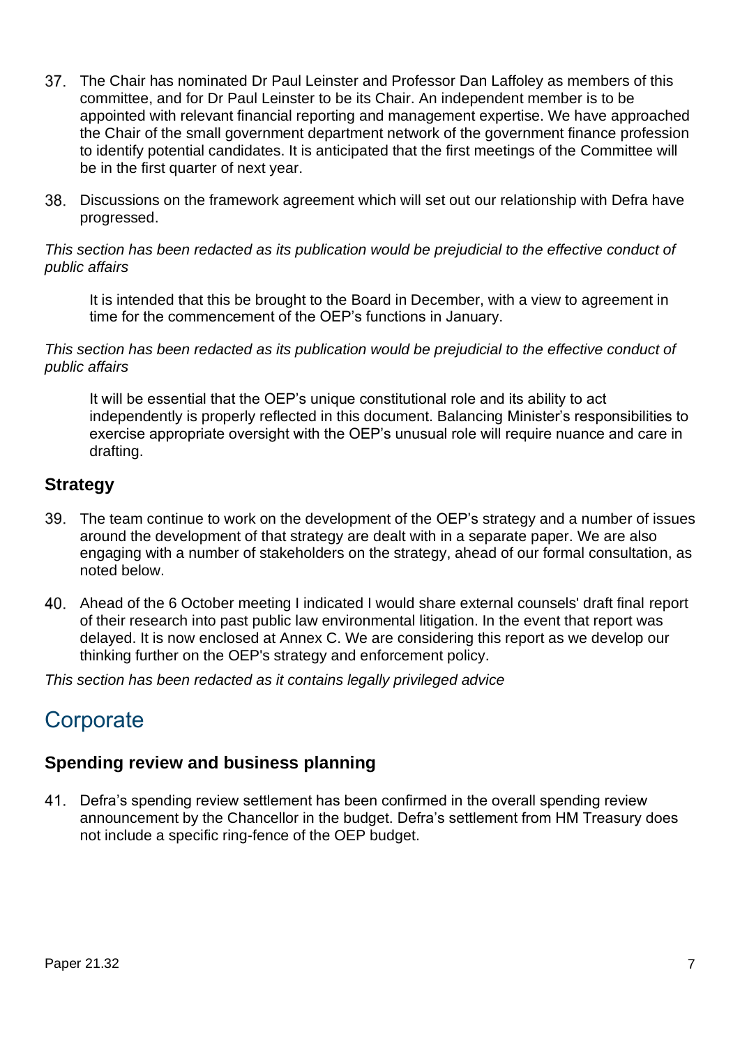37. The Chair has nominated Dr Paul Leinster and Professor Dan Laffoley as members of this committee, and for Dr Paul Leinster to be its Chair. An independent member is to be appointed with relevant financial reporting and management expertise. We have approached the Chair of the small government department network of the government finance profession to identify potential candidates. It is anticipated that the first meetings of the Committee will be in the first quarter of next year.

38. Discussions on the framework agreement which will set out our relationship with Defra have progressed.

*This section has been redacted as its publication would be prejudicial to the effective conduct of public affairs*

> It is intended that this be brought to the Board in December, with a view to agreement in time for the commencement of the OEP's functions in January.

*This section has been redacted as its publication would be prejudicial to the effective conduct of public affairs*

> It will be essential that the OEP's unique constitutional role and its ability to act independently is properly reflected in this document. Balancing Minister's responsibilities to exercise appropriate oversight with the OEP's unusual role will require nuance and care in drafting.

### Strategy

39. The team continue to work on the development of the OEP's strategy and a number of issues around the development of that strategy are dealt with in a separate paper. We are also engaging with a number of stakeholders on the strategy, ahead of our formal consultation, as noted below.

40. Ahead of the 6 October meeting I indicated I would share external counsels' draft final report of their research into past public law environmental litigation. In the event that report was delayed. It is now enclosed at Annex C. We are considering this report as we develop our thinking further on the OEP's strategy and enforcement policy.

*This section has been redacted as it contains legally privileged advice*

## Corporate

### Spending review and business planning

41. Defra's spending review settlement has been confirmed in the overall spending review announcement by the Chancellor in the budget. Defra's settlement from HM Treasury does not include a specific ring-fence of the OEP budget.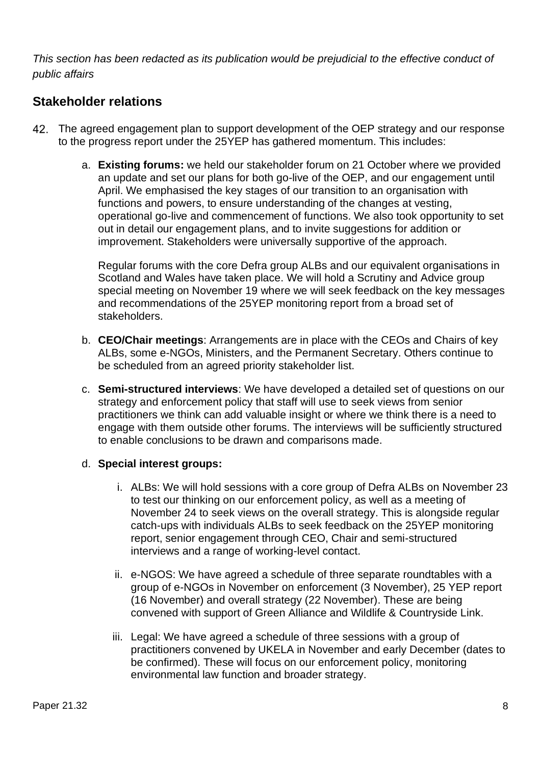*This section has been redacted as its publication would be prejudicial to the effective conduct of public affairs*

## Stakeholder relations

42. The agreed engagement plan to support development of the OEP strategy and our response to the progress report under the 25YEP has gathered momentum. This includes:

    a. **Existing forums:** we held our stakeholder forum on 21 October where we provided an update and set our plans for both go-live of the OEP, and our engagement until April. We emphasised the key stages of our transition to an organisation with functions and powers, to ensure understanding of the changes at vesting, operational go-live and commencement of functions. We also took opportunity to set out in detail our engagement plans, and to invite suggestions for addition or improvement. Stakeholders were universally supportive of the approach.

       Regular forums with the core Defra group ALBs and our equivalent organisations in Scotland and Wales have taken place. We will hold a Scrutiny and Advice group special meeting on November 19 where we will seek feedback on the key messages and recommendations of the 25YEP monitoring report from a broad set of stakeholders.

    b. **CEO/Chair meetings**: Arrangements are in place with the CEOs and Chairs of key ALBs, some e-NGOs, Ministers, and the Permanent Secretary. Others continue to be scheduled from an agreed priority stakeholder list.

    c. **Semi-structured interviews**: We have developed a detailed set of questions on our strategy and enforcement policy that staff will use to seek views from senior practitioners we think can add valuable insight or where we think there is a need to engage with them outside other forums. The interviews will be sufficiently structured to enable conclusions to be drawn and comparisons made.

    d. **Special interest groups:**

        i. ALBs: We will hold sessions with a core group of Defra ALBs on November 23 to test our thinking on our enforcement policy, as well as a meeting of November 24 to seek views on the overall strategy. This is alongside regular catch-ups with individuals ALBs to seek feedback on the 25YEP monitoring report, senior engagement through CEO, Chair and semi-structured interviews and a range of working-level contact.

        ii. e-NGOS: We have agreed a schedule of three separate roundtables with a group of e-NGOs in November on enforcement (3 November), 25 YEP report (16 November) and overall strategy (22 November). These are being convened with support of Green Alliance and Wildlife & Countryside Link.

        iii. Legal: We have agreed a schedule of three sessions with a group of practitioners convened by UKELA in November and early December (dates to be confirmed). These will focus on our enforcement policy, monitoring environmental law function and broader strategy.

Paper 21.32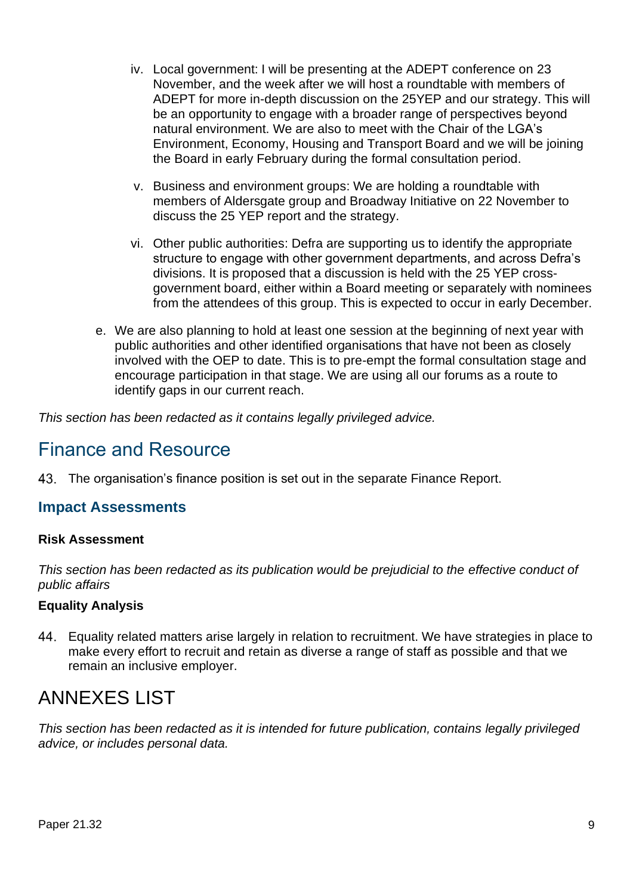iv. Local government: I will be presenting at the ADEPT conference on 23 November, and the week after we will host a roundtable with members of ADEPT for more in-depth discussion on the 25YEP and our strategy. This will be an opportunity to engage with a broader range of perspectives beyond natural environment. We are also to meet with the Chair of the LGA's Environment, Economy, Housing and Transport Board and we will be joining the Board in early February during the formal consultation period.

v. Business and environment groups: We are holding a roundtable with members of Aldersgate group and Broadway Initiative on 22 November to discuss the 25 YEP report and the strategy.

vi. Other public authorities: Defra are supporting us to identify the appropriate structure to engage with other government departments, and across Defra's divisions. It is proposed that a discussion is held with the 25 YEP cross-government board, either within a Board meeting or separately with nominees from the attendees of this group. This is expected to occur in early December.

e. We are also planning to hold at least one session at the beginning of next year with public authorities and other identified organisations that have not been as closely involved with the OEP to date. This is to pre-empt the formal consultation stage and encourage participation in that stage. We are using all our forums as a route to identify gaps in our current reach.

*This section has been redacted as it contains legally privileged advice.*

## Finance and Resource

43. The organisation's finance position is set out in the separate Finance Report.

### Impact Assessments

**Risk Assessment**

*This section has been redacted as its publication would be prejudicial to the effective conduct of public affairs*

**Equality Analysis**

44. Equality related matters arise largely in relation to recruitment. We have strategies in place to make every effort to recruit and retain as diverse a range of staff as possible and that we remain an inclusive employer.

## ANNEXES LIST

*This section has been redacted as it is intended for future publication, contains legally privileged advice, or includes personal data.*